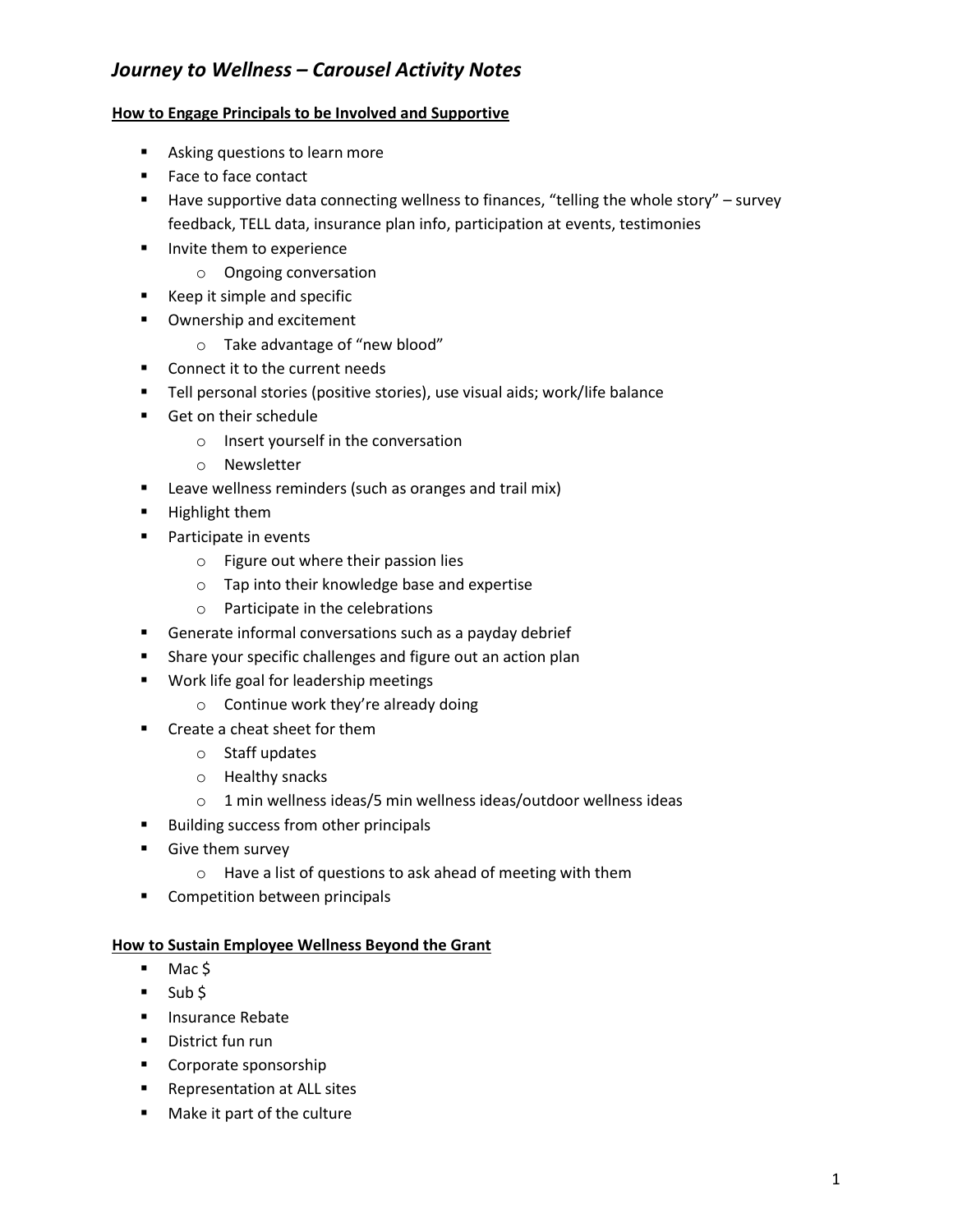# *Journey to Wellness – Carousel Activity Notes*

**How to Engage Principals to be Involved and Supportive**

- Asking questions to learn more
- Face to face contact
- Have supportive data connecting wellness to finances, "telling the whole story" – survey feedback, TELL data, insurance plan info, participation at events, testimonies
- Invite them to experience
  - Ongoing conversation
- Keep it simple and specific
- Ownership and excitement
  - Take advantage of "new blood"
- Connect it to the current needs
- Tell personal stories (positive stories), use visual aids; work/life balance
- Get on their schedule
  - Insert yourself in the conversation
  - Newsletter
- Leave wellness reminders (such as oranges and trail mix)
- Highlight them
- Participate in events
  - Figure out where their passion lies
  - Tap into their knowledge base and expertise
  - Participate in the celebrations
- Generate informal conversations such as a payday debrief
- Share your specific challenges and figure out an action plan
- Work life goal for leadership meetings
  - Continue work they're already doing
- Create a cheat sheet for them
  - Staff updates
  - Healthy snacks
  - 1 min wellness ideas/5 min wellness ideas/outdoor wellness ideas
- Building success from other principals
- Give them survey
  - Have a list of questions to ask ahead of meeting with them
- Competition between principals

**How to Sustain Employee Wellness Beyond the Grant**

- Mac $
- Sub $
- Insurance Rebate
- District fun run
- Corporate sponsorship
- Representation at ALL sites
- Make it part of the culture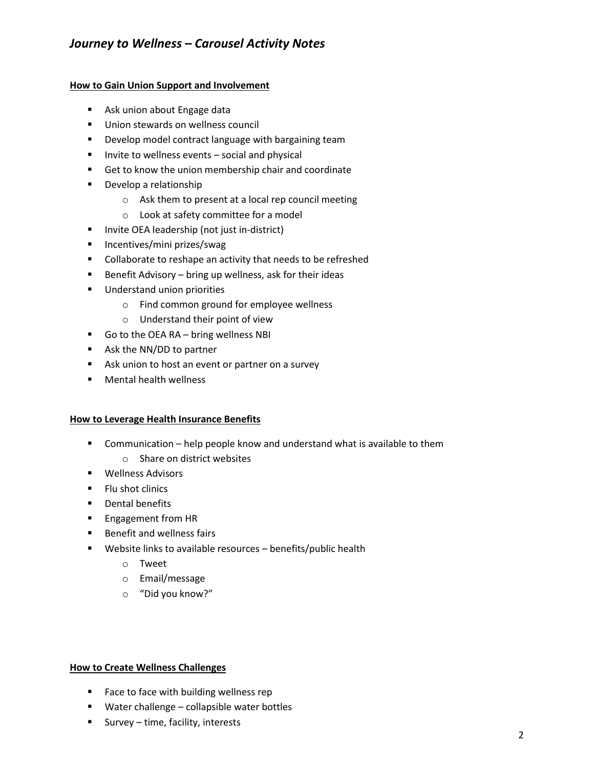## *Journey to Wellness – Carousel Activity Notes*

**How to Gain Union Support and Involvement**

- Ask union about Engage data
- Union stewards on wellness council
- Develop model contract language with bargaining team
- Invite to wellness events – social and physical
- Get to know the union membership chair and coordinate
- Develop a relationship
    - Ask them to present at a local rep council meeting
    - Look at safety committee for a model
- Invite OEA leadership (not just in-district)
- Incentives/mini prizes/swag
- Collaborate to reshape an activity that needs to be refreshed
- Benefit Advisory – bring up wellness, ask for their ideas
- Understand union priorities
    - Find common ground for employee wellness
    - Understand their point of view
- Go to the OEA RA – bring wellness NBI
- Ask the NN/DD to partner
- Ask union to host an event or partner on a survey
- Mental health wellness

**How to Leverage Health Insurance Benefits**

- Communication – help people know and understand what is available to them
    - Share on district websites
- Wellness Advisors
- Flu shot clinics
- Dental benefits
- Engagement from HR
- Benefit and wellness fairs
- Website links to available resources – benefits/public health
    - Tweet
    - Email/message
    - "Did you know?"

**How to Create Wellness Challenges**

- Face to face with building wellness rep
- Water challenge – collapsible water bottles
- Survey – time, facility, interests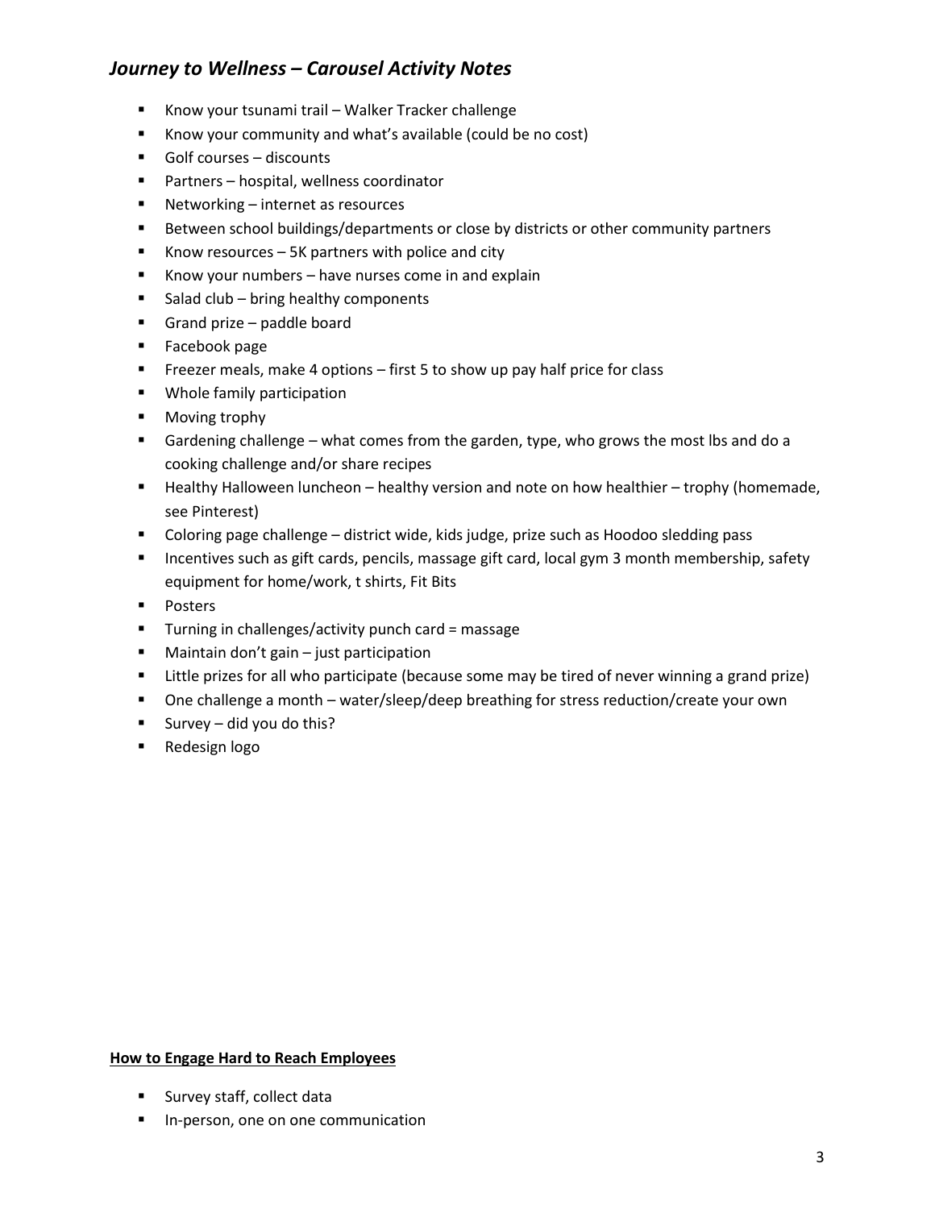## *Journey to Wellness – Carousel Activity Notes*

- Know your tsunami trail – Walker Tracker challenge
- Know your community and what's available (could be no cost)
- Golf courses – discounts
- Partners – hospital, wellness coordinator
- Networking – internet as resources
- Between school buildings/departments or close by districts or other community partners
- Know resources – 5K partners with police and city
- Know your numbers – have nurses come in and explain
- Salad club – bring healthy components
- Grand prize – paddle board
- Facebook page
- Freezer meals, make 4 options – first 5 to show up pay half price for class
- Whole family participation
- Moving trophy
- Gardening challenge – what comes from the garden, type, who grows the most lbs and do a cooking challenge and/or share recipes
- Healthy Halloween luncheon – healthy version and note on how healthier – trophy (homemade, see Pinterest)
- Coloring page challenge – district wide, kids judge, prize such as Hoodoo sledding pass
- Incentives such as gift cards, pencils, massage gift card, local gym 3 month membership, safety equipment for home/work, t shirts, Fit Bits
- Posters
- Turning in challenges/activity punch card = massage
- Maintain don't gain – just participation
- Little prizes for all who participate (because some may be tired of never winning a grand prize)
- One challenge a month – water/sleep/deep breathing for stress reduction/create your own
- Survey – did you do this?
- Redesign logo

**How to Engage Hard to Reach Employees**

- Survey staff, collect data
- In-person, one on one communication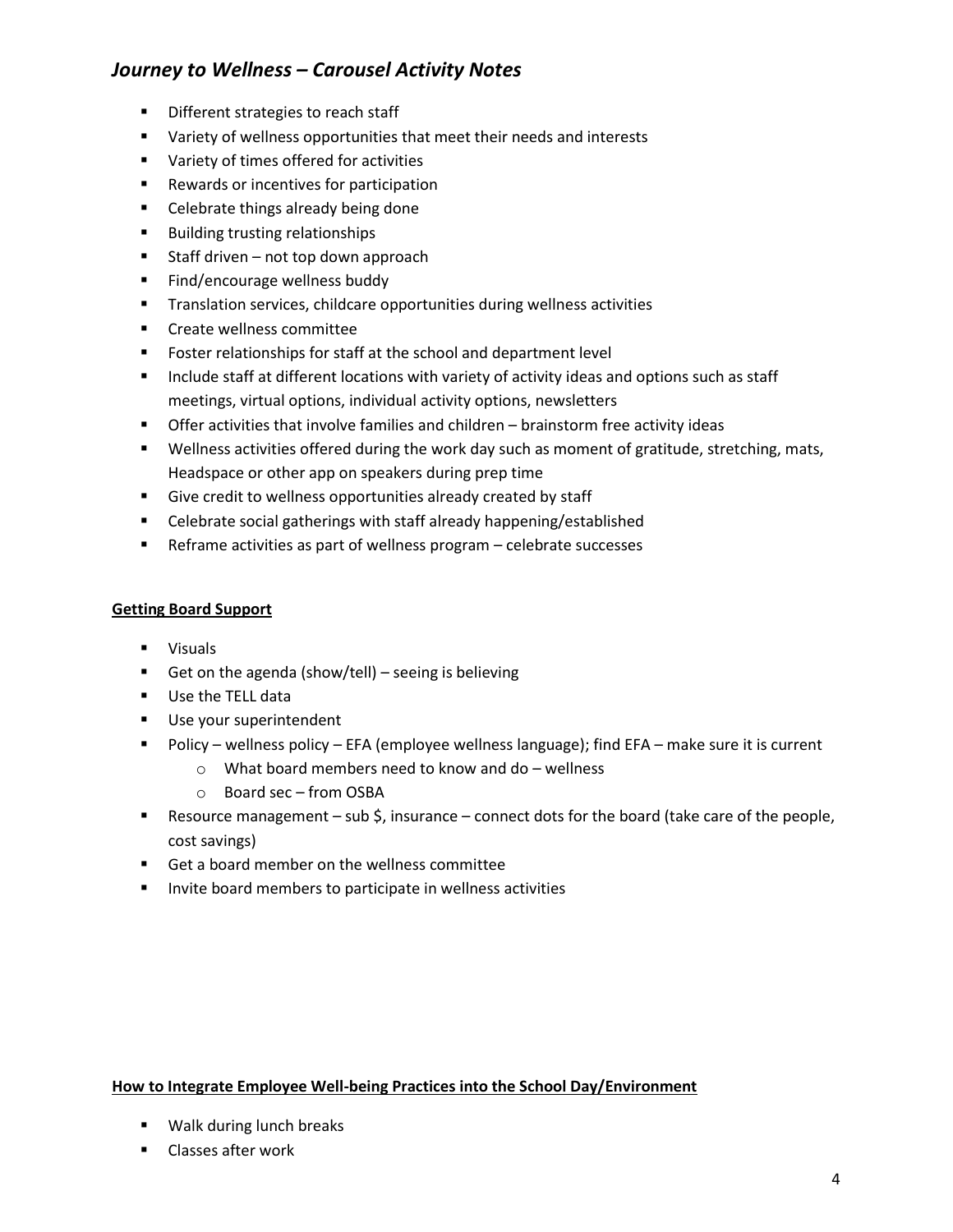# *Journey to Wellness – Carousel Activity Notes*

- Different strategies to reach staff
- Variety of wellness opportunities that meet their needs and interests
- Variety of times offered for activities
- Rewards or incentives for participation
- Celebrate things already being done
- Building trusting relationships
- Staff driven – not top down approach
- Find/encourage wellness buddy
- Translation services, childcare opportunities during wellness activities
- Create wellness committee
- Foster relationships for staff at the school and department level
- Include staff at different locations with variety of activity ideas and options such as staff meetings, virtual options, individual activity options, newsletters
- Offer activities that involve families and children – brainstorm free activity ideas
- Wellness activities offered during the work day such as moment of gratitude, stretching, mats, Headspace or other app on speakers during prep time
- Give credit to wellness opportunities already created by staff
- Celebrate social gatherings with staff already happening/established
- Reframe activities as part of wellness program – celebrate successes

## **Getting Board Support**

- Visuals
- Get on the agenda (show/tell) – seeing is believing
- Use the TELL data
- Use your superintendent
- Policy – wellness policy – EFA (employee wellness language); find EFA – make sure it is current
    - What board members need to know and do – wellness
    - Board sec – from OSBA
- Resource management – sub $, insurance – connect dots for the board (take care of the people, cost savings)
- Get a board member on the wellness committee
- Invite board members to participate in wellness activities

## **How to Integrate Employee Well-being Practices into the School Day/Environment**

- Walk during lunch breaks
- Classes after work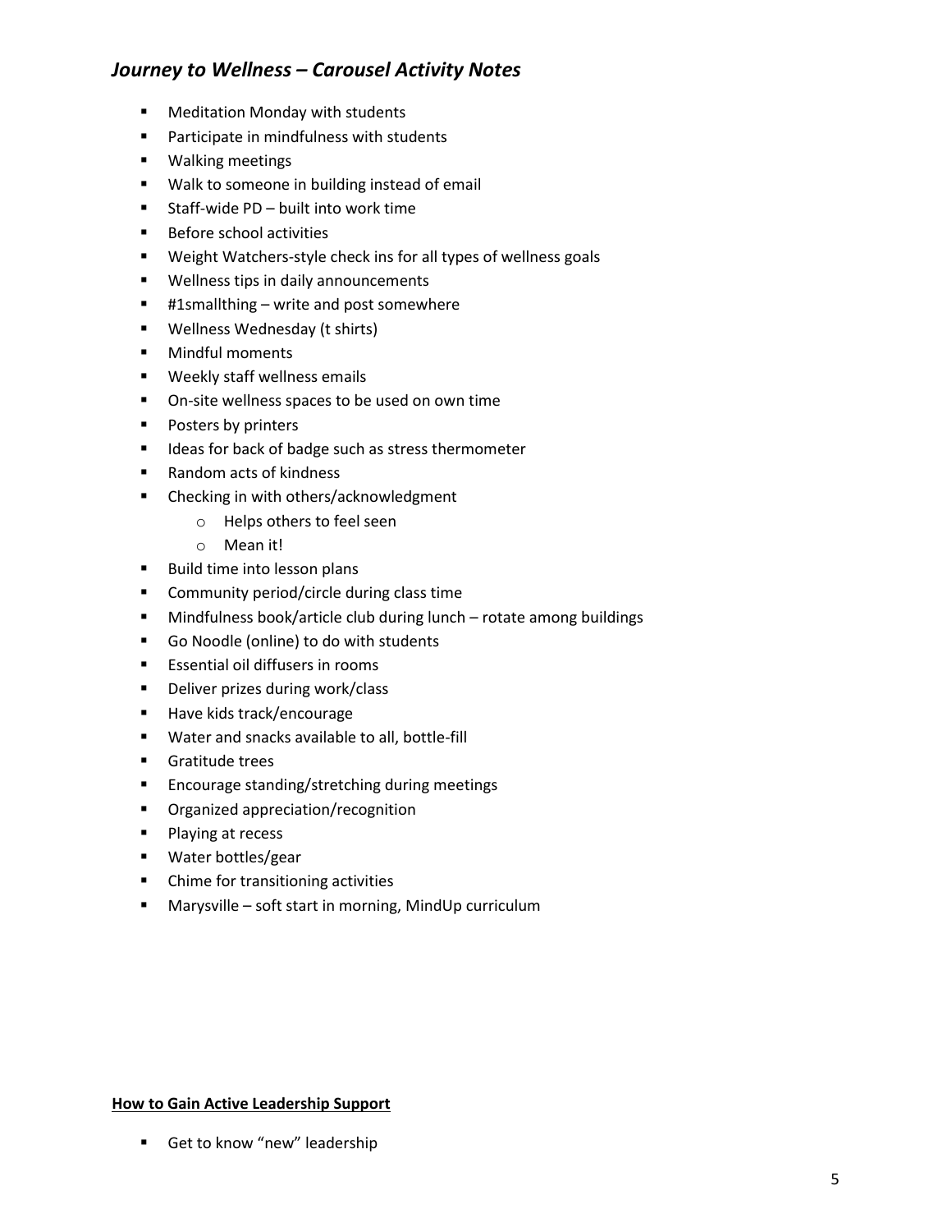## *Journey to Wellness – Carousel Activity Notes*

- Meditation Monday with students
- Participate in mindfulness with students
- Walking meetings
- Walk to someone in building instead of email
- Staff-wide PD – built into work time
- Before school activities
- Weight Watchers-style check ins for all types of wellness goals
- Wellness tips in daily announcements
- #1smallthing – write and post somewhere
- Wellness Wednesday (t shirts)
- Mindful moments
- Weekly staff wellness emails
- On-site wellness spaces to be used on own time
- Posters by printers
- Ideas for back of badge such as stress thermometer
- Random acts of kindness
- Checking in with others/acknowledgment
  - Helps others to feel seen
  - Mean it!
- Build time into lesson plans
- Community period/circle during class time
- Mindfulness book/article club during lunch – rotate among buildings
- Go Noodle (online) to do with students
- Essential oil diffusers in rooms
- Deliver prizes during work/class
- Have kids track/encourage
- Water and snacks available to all, bottle-fill
- Gratitude trees
- Encourage standing/stretching during meetings
- Organized appreciation/recognition
- Playing at recess
- Water bottles/gear
- Chime for transitioning activities
- Marysville – soft start in morning, MindUp curriculum

**<u>How to Gain Active Leadership Support</u>**

- Get to know "new" leadership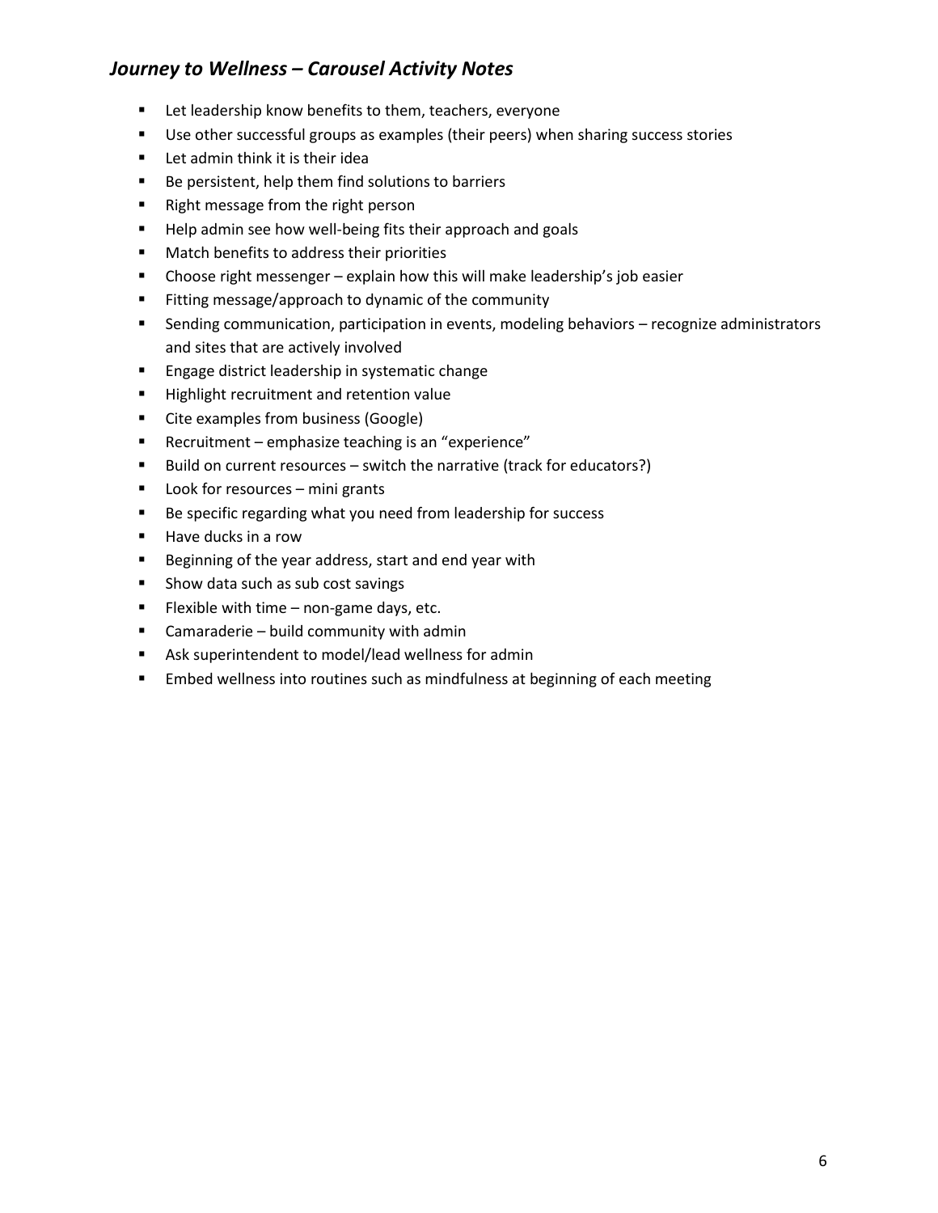## *Journey to Wellness – Carousel Activity Notes*

- Let leadership know benefits to them, teachers, everyone
- Use other successful groups as examples (their peers) when sharing success stories
- Let admin think it is their idea
- Be persistent, help them find solutions to barriers
- Right message from the right person
- Help admin see how well-being fits their approach and goals
- Match benefits to address their priorities
- Choose right messenger – explain how this will make leadership's job easier
- Fitting message/approach to dynamic of the community
- Sending communication, participation in events, modeling behaviors – recognize administrators and sites that are actively involved
- Engage district leadership in systematic change
- Highlight recruitment and retention value
- Cite examples from business (Google)
- Recruitment – emphasize teaching is an "experience"
- Build on current resources – switch the narrative (track for educators?)
- Look for resources – mini grants
- Be specific regarding what you need from leadership for success
- Have ducks in a row
- Beginning of the year address, start and end year with
- Show data such as sub cost savings
- Flexible with time – non-game days, etc.
- Camaraderie – build community with admin
- Ask superintendent to model/lead wellness for admin
- Embed wellness into routines such as mindfulness at beginning of each meeting